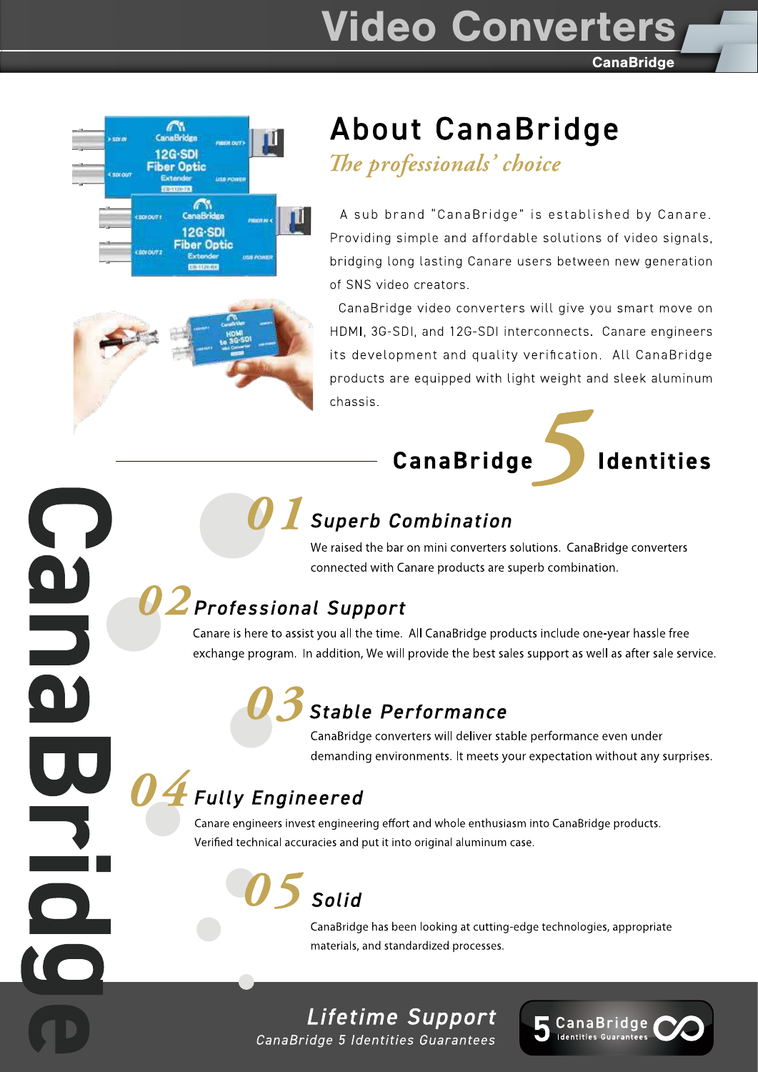# Video Converters

CanaBridge

## About CanaBridge

*The professionals' choice*

A sub brand "CanaBridge" is established by Canare. Providing simple and affordable solutions of video signals, bridging long lasting Canare users between new generation of SNS video creators.

CanaBridge video converters will give you smart move on HDMI, 3G-SDI, and 12G-SDI interconnects. Canare engineers its development and quality verification. All CanaBridge products are equipped with light weight and sleek aluminum chassis.

## CanaBridge 5 Identities

### 01 Superb Combination

We raised the bar on mini converters solutions. CanaBridge converters connected with Canare products are superb combination.

### 02 Professional Support

Canare is here to assist you all the time. All CanaBridge products include one-year hassle free exchange program. In addition, We will provide the best sales support as well as after sale service.

### 03 Stable Performance

CanaBridge converters will deliver stable performance even under demanding environments. It meets your expectation without any surprises.

### 04 Fully Engineered

Canare engineers invest engineering effort and whole enthusiasm into CanaBridge products. Verified technical accuracies and put it into original aluminum case.

### 05 Solid

CanaBridge has been looking at cutting-edge technologies, appropriate materials, and standardized processes.

**Lifetime Support**

*CanaBridge 5 Identities Guarantees*

5 CanaBridge Identities Guarantees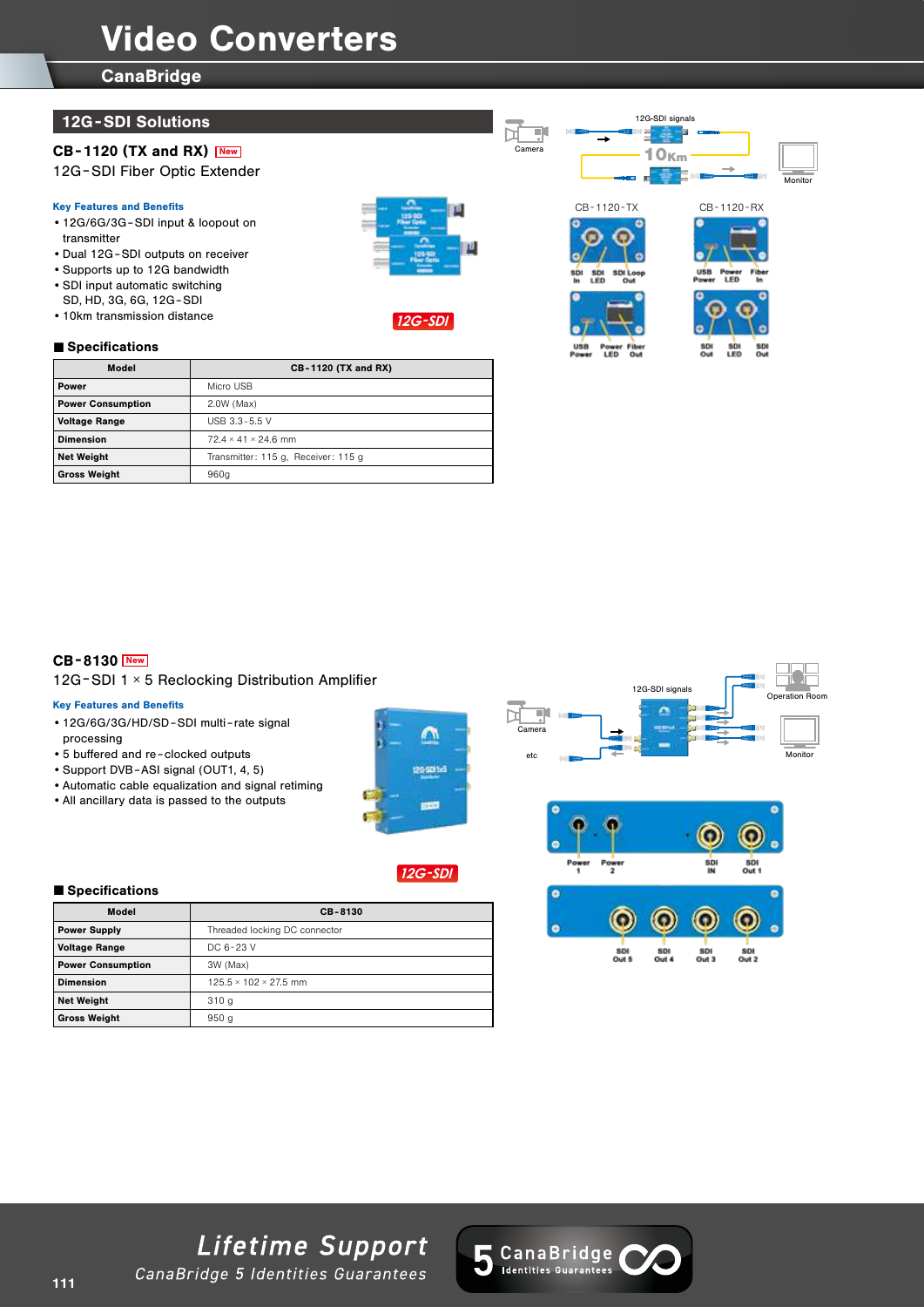# Video Converters

## CanaBridge

## 12G-SDI Solutions

### CB-1120 (TX and RX) New

12G-SDI Fiber Optic Extender

**Key Features and Benefits**

- 12G/6G/3G-SDI input & loopout on transmitter
- Dual 12G-SDI outputs on receiver
- Supports up to 12G bandwidth
- SDI input automatic switching SD, HD, 3G, 6G, 12G-SDI
- 10km transmission distance

12G-SDI

12G-SDI signals

Camera

10Km

Monitor

CB-1120-TX

SDI In | SDI LED | SDI Loop Out

USB Power | Power LED | Fiber Out

CB-1120-RX

USB Power | Power LED | Fiber In

SDI Out | SDI LED | SDI Out

■ Specifications

| Model | CB-1120 (TX and RX) |
|---|---|
| Power | Micro USB |
| Power Consumption | 2.0W (Max) |
| Voltage Range | USB 3.3-5.5 V |
| Dimension | 72.4 × 41 × 24.6 mm |
| Net Weight | Transmitter: 115 g, Receiver: 115 g |
| Gross Weight | 960g |

### CB-8130 New

12G-SDI 1 × 5 Reclocking Distribution Amplifier

**Key Features and Benefits**

- 12G/6G/3G/HD/SD-SDI multi-rate signal processing
- 5 buffered and re-clocked outputs
- Support DVB-ASI signal (OUT1, 4, 5)
- Automatic cable equalization and signal retiming
- All ancillary data is passed to the outputs

12G-SDI

12G-SDI signals

Camera

etc

Operation Room

Monitor

Power 1 | Power 2 | SDI IN | SDI Out 1

SDI Out 5 | SDI Out 4 | SDI Out 3 | SDI Out 2

■ Specifications

| Model | CB-8130 |
|---|---|
| Power Supply | Threaded locking DC connector |
| Voltage Range | DC 6-23 V |
| Power Consumption | 3W (Max) |
| Dimension | 125.5 × 102 × 27.5 mm |
| Net Weight | 310 g |
| Gross Weight | 950 g |

*Lifetime Support*

*CanaBridge 5 Identities Guarantees*

5 CanaBridge Identities Guarantees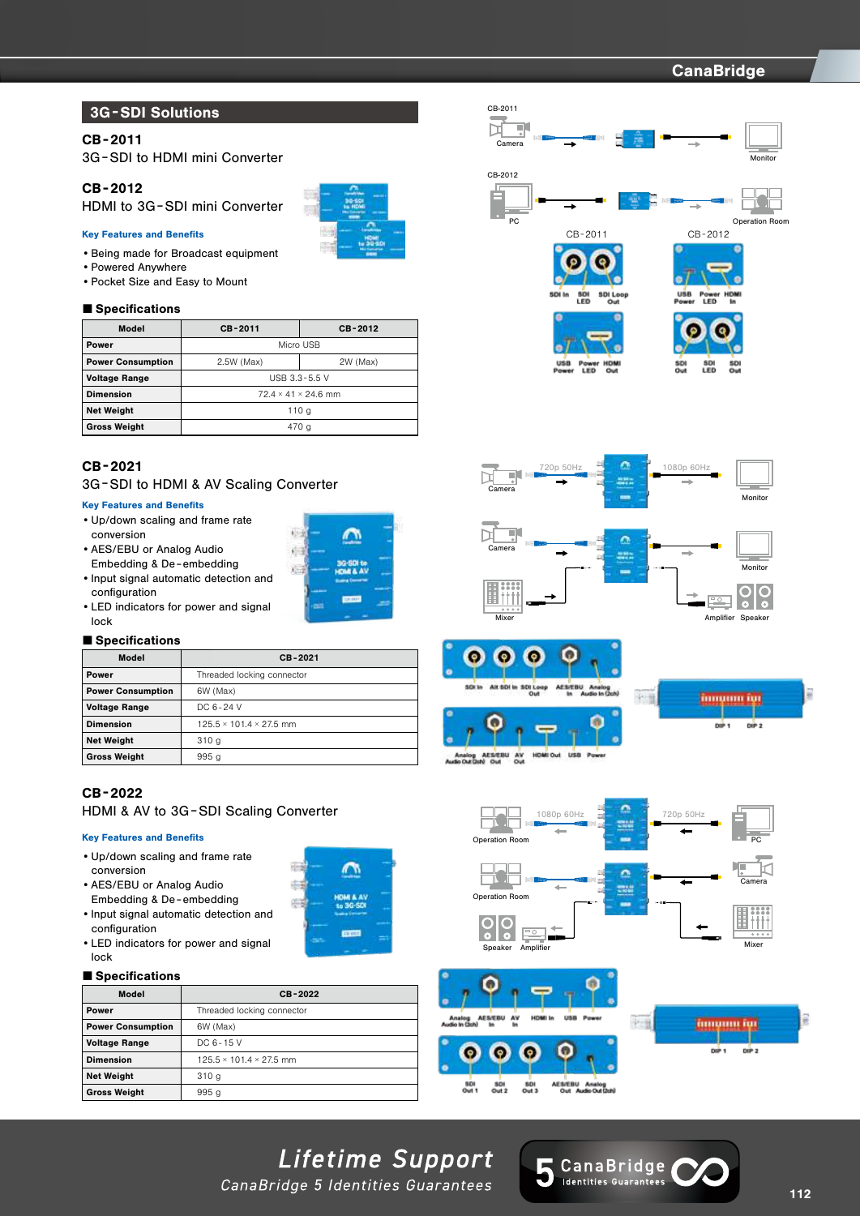## 3G-SDI Solutions

### CB-2011
3G-SDI to HDMI mini Converter

### CB-2012
HDMI to 3G-SDI mini Converter

**Key Features and Benefits**

- Being made for Broadcast equipment
- Powered Anywhere
- Pocket Size and Easy to Mount

#### Specifications

| Model | CB-2011 | CB-2012 |
|---|---|---|
| Power | Micro USB | |
| Power Consumption | 2.5W (Max) | 2W (Max) |
| Voltage Range | USB 3.3-5.5 V | |
| Dimension | 72.4 × 41 × 24.6 mm | |
| Net Weight | 110 g | |
| Gross Weight | 470 g | |

### CB-2021
3G-SDI to HDMI & AV Scaling Converter

**Key Features and Benefits**

- Up/down scaling and frame rate conversion
- AES/EBU or Analog Audio Embedding & De-embedding
- Input signal automatic detection and configuration
- LED indicators for power and signal lock

#### Specifications

| Model | CB-2021 |
|---|---|
| Power | Threaded locking connector |
| Power Consumption | 6W (Max) |
| Voltage Range | DC 6-24 V |
| Dimension | 125.5 × 101.4 × 27.5 mm |
| Net Weight | 310 g |
| Gross Weight | 995 g |

### CB-2022
HDMI & AV to 3G-SDI Scaling Converter

**Key Features and Benefits**

- Up/down scaling and frame rate conversion
- AES/EBU or Analog Audio Embedding & De-embedding
- Input signal automatic detection and configuration
- LED indicators for power and signal lock

#### Specifications

| Model | CB-2022 |
|---|---|
| Power | Threaded locking connector |
| Power Consumption | 6W (Max) |
| Voltage Range | DC 6-15 V |
| Dimension | 125.5 × 101.4 × 27.5 mm |
| Net Weight | 310 g |
| Gross Weight | 995 g |

CB-2011: Camera → Monitor

CB-2012: PC → Operation Room

CB-2011: SDI In, SDI LED, SDI Loop Out; USB Power, Power LED, HDMI Out

CB-2012: USB Power, Power LED, HDMI In; SDI Out, SDI LED, SDI Out

CB-2021: Camera 720p 50Hz → 1080p 60Hz Monitor; Camera, Mixer → Monitor, Amplifier, Speaker

SDI In, Alt SDI In, SDI Loop Out, AES/EBU In, Analog Audio In (2ch); Analog Audio Out (2ch), AES/EBU Out, AV Out, HDMI Out, USB, Power; DIP 1, DIP 2

CB-2022: Operation Room 1080p 60Hz ← 720p 50Hz PC; Operation Room, Speaker, Amplifier ← Camera, Mixer

Analog Audio In (2ch), AES/EBU In, AV In, HDMI In, USB, Power; SDI Out 1, SDI Out 2, SDI Out 3, AES/EBU Out, Analog Audio Out (2ch); DIP 1, DIP 2

*Lifetime Support*

*CanaBridge 5 Identities Guarantees*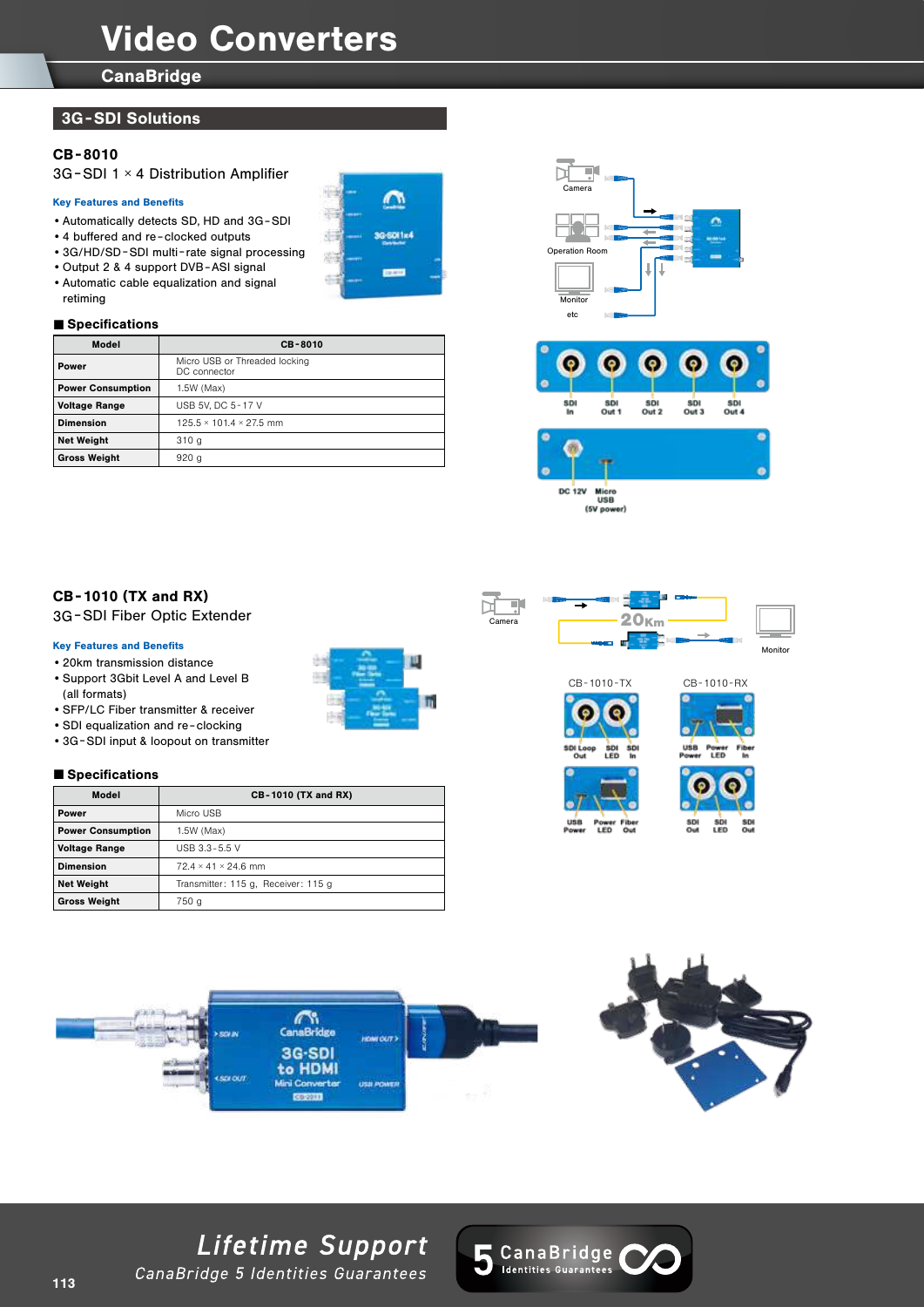# Video Converters

## CanaBridge

### 3G-SDI Solutions

**CB-8010**

3G-SDI 1 × 4 Distribution Amplifier

**Key Features and Benefits**

- Automatically detects SD, HD and 3G-SDI
- 4 buffered and re-clocked outputs
- 3G/HD/SD-SDI multi-rate signal processing
- Output 2 & 4 support DVB-ASI signal
- Automatic cable equalization and signal retiming

**■ Specifications**

| Model | CB-8010 |
|---|---|
| Power | Micro USB or Threaded locking DC connector |
| Power Consumption | 1.5W (Max) |
| Voltage Range | USB 5V, DC 5-17 V |
| Dimension | 125.5 × 101.4 × 27.5 mm |
| Net Weight | 310 g |
| Gross Weight | 920 g |

Camera

Operation Room

Monitor

etc

SDI In, SDI Out 1, SDI Out 2, SDI Out 3, SDI Out 4

DC 12V, Micro USB (5V power)

**CB-1010 (TX and RX)**

3G-SDI Fiber Optic Extender

**Key Features and Benefits**

- 20km transmission distance
- Support 3Gbit Level A and Level B (all formats)
- SFP/LC Fiber transmitter & receiver
- SDI equalization and re-clocking
- 3G-SDI input & loopout on transmitter

**■ Specifications**

| Model | CB-1010 (TX and RX) |
|---|---|
| Power | Micro USB |
| Power Consumption | 1.5W (Max) |
| Voltage Range | USB 3.3-5.5 V |
| Dimension | 72.4 × 41 × 24.6 mm |
| Net Weight | Transmitter: 115 g, Receiver: 115 g |
| Gross Weight | 750 g |

Camera — 20Km — Monitor

CB-1010-TX: SDI Loop Out, SDI LED, SDI In; USB Power, Power LED, Fiber Out

CB-1010-RX: USB Power, Power LED, Fiber In; SDI Out, SDI LED, SDI Out

*Lifetime Support*

*CanaBridge 5 Identities Guarantees*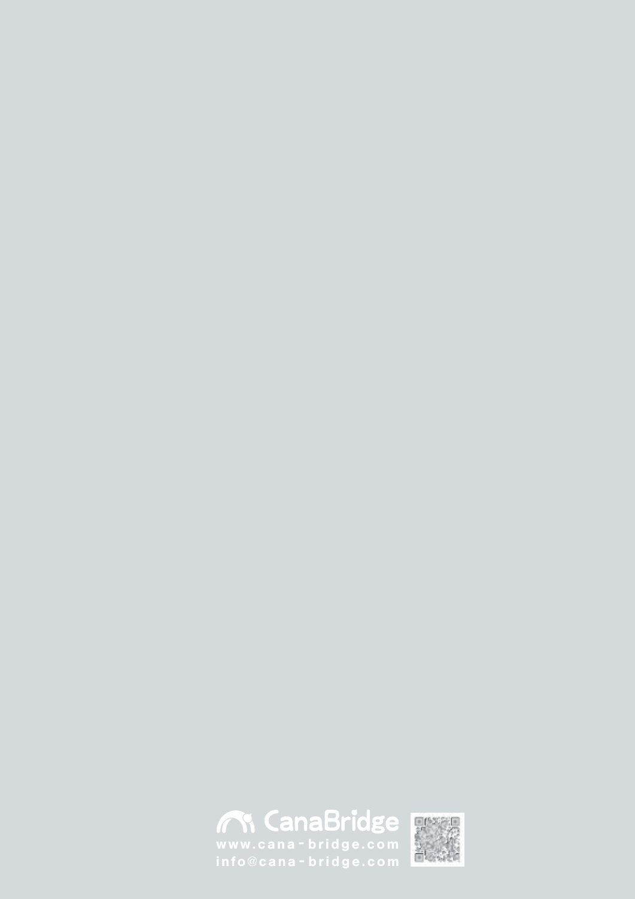CanaBridge

www.cana-bridge.com

info@cana-bridge.com